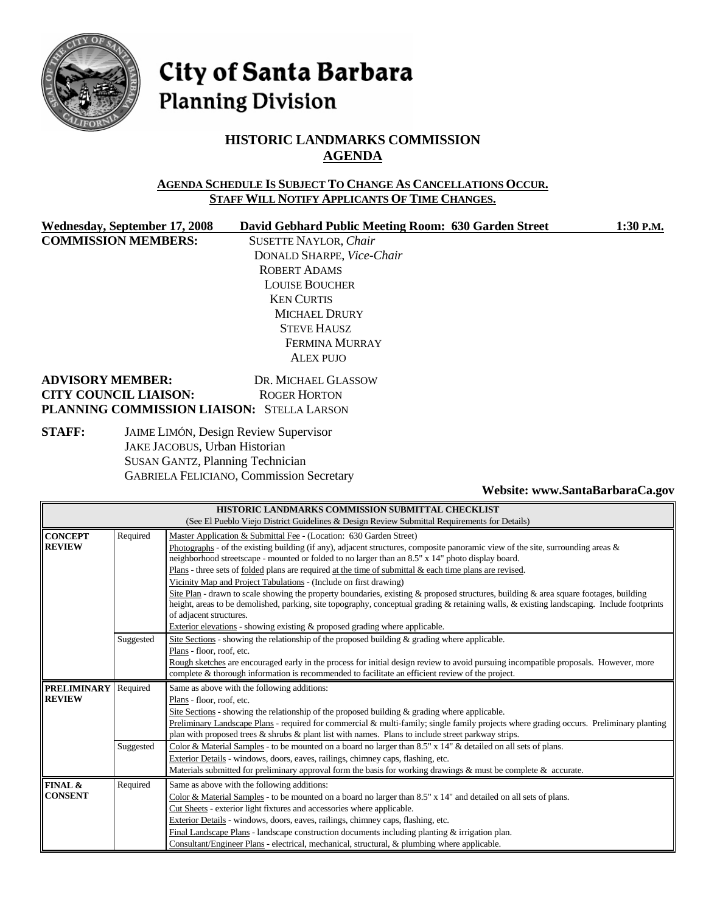# City of Santa Barbara
## Planning Division

### HISTORIC LANDMARKS COMMISSION
### AGENDA

**AGENDA SCHEDULE IS SUBJECT TO CHANGE AS CANCELLATIONS OCCUR.**
**STAFF WILL NOTIFY APPLICANTS OF TIME CHANGES.**

**Wednesday, September 17, 2008** **David Gebhard Public Meeting Room: 630 Garden Street** **1:30 P.M.**

**COMMISSION MEMBERS:**
SUSETTE NAYLOR, *Chair*
DONALD SHARPE, *Vice-Chair*
ROBERT ADAMS
LOUISE BOUCHER
KEN CURTIS
MICHAEL DRURY
STEVE HAUSZ
FERMINA MURRAY
ALEX PUJO

**ADVISORY MEMBER:** DR. MICHAEL GLASSOW
**CITY COUNCIL LIAISON:** ROGER HORTON
**PLANNING COMMISSION LIAISON:** STELLA LARSON

**STAFF:**
JAIME LIMÓN, Design Review Supervisor
JAKE JACOBUS, Urban Historian
SUSAN GANTZ, Planning Technician
GABRIELA FELICIANO, Commission Secretary

**Website: www.SantaBarbaraCa.gov**

| HISTORIC LANDMARKS COMMISSION SUBMITTAL CHECKLIST (See El Pueblo Viejo District Guidelines & Design Review Submittal Requirements for Details) | | |
|---|---|---|
| **CONCEPT REVIEW** | Required | Master Application & Submittal Fee - (Location: 630 Garden Street)<br>Photographs - of the existing building (if any), adjacent structures, composite panoramic view of the site, surrounding areas & neighborhood streetscape - mounted or folded to no larger than an 8.5" x 14" photo display board.<br>Plans - three sets of folded plans are required at the time of submittal & each time plans are revised.<br>Vicinity Map and Project Tabulations - (Include on first drawing)<br>Site Plan - drawn to scale showing the property boundaries, existing & proposed structures, building & area square footages, building height, areas to be demolished, parking, site topography, conceptual grading & retaining walls, & existing landscaping. Include footprints of adjacent structures.<br>Exterior elevations - showing existing & proposed grading where applicable. |
| | Suggested | Site Sections - showing the relationship of the proposed building & grading where applicable.<br>Plans - floor, roof, etc.<br>Rough sketches are encouraged early in the process for initial design review to avoid pursuing incompatible proposals. However, more complete & thorough information is recommended to facilitate an efficient review of the project. |
| **PRELIMINARY REVIEW** | Required | Same as above with the following additions:<br>Plans - floor, roof, etc.<br>Site Sections - showing the relationship of the proposed building & grading where applicable.<br>Preliminary Landscape Plans - required for commercial & multi-family; single family projects where grading occurs. Preliminary planting plan with proposed trees & shrubs & plant list with names. Plans to include street parkway strips. |
| | Suggested | Color & Material Samples - to be mounted on a board no larger than 8.5" x 14" & detailed on all sets of plans.<br>Exterior Details - windows, doors, eaves, railings, chimney caps, flashing, etc.<br>Materials submitted for preliminary approval form the basis for working drawings & must be complete & accurate. |
| **FINAL & CONSENT** | Required | Same as above with the following additions:<br>Color & Material Samples - to be mounted on a board no larger than 8.5" x 14" and detailed on all sets of plans.<br>Cut Sheets - exterior light fixtures and accessories where applicable.<br>Exterior Details - windows, doors, eaves, railings, chimney caps, flashing, etc.<br>Final Landscape Plans - landscape construction documents including planting & irrigation plan.<br>Consultant/Engineer Plans - electrical, mechanical, structural, & plumbing where applicable. |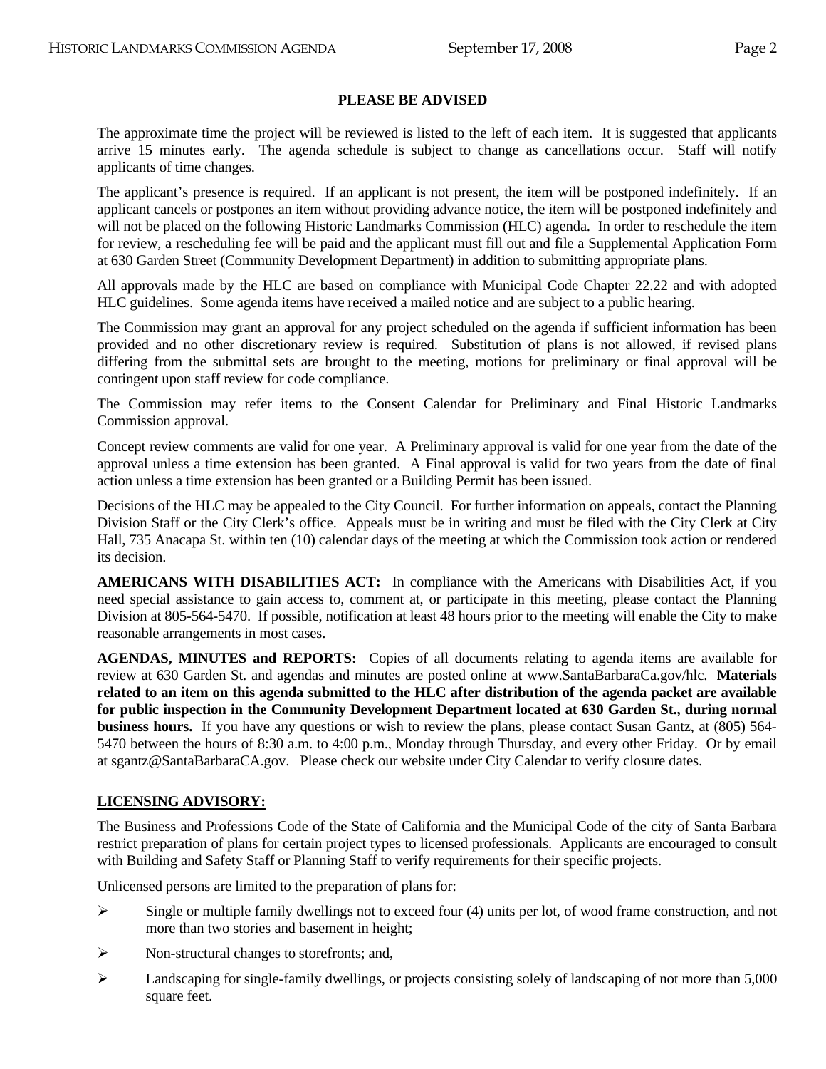**PLEASE BE ADVISED**

The approximate time the project will be reviewed is listed to the left of each item. It is suggested that applicants arrive 15 minutes early. The agenda schedule is subject to change as cancellations occur. Staff will notify applicants of time changes.

The applicant's presence is required. If an applicant is not present, the item will be postponed indefinitely. If an applicant cancels or postpones an item without providing advance notice, the item will be postponed indefinitely and will not be placed on the following Historic Landmarks Commission (HLC) agenda. In order to reschedule the item for review, a rescheduling fee will be paid and the applicant must fill out and file a Supplemental Application Form at 630 Garden Street (Community Development Department) in addition to submitting appropriate plans.

All approvals made by the HLC are based on compliance with Municipal Code Chapter 22.22 and with adopted HLC guidelines. Some agenda items have received a mailed notice and are subject to a public hearing.

The Commission may grant an approval for any project scheduled on the agenda if sufficient information has been provided and no other discretionary review is required. Substitution of plans is not allowed, if revised plans differing from the submittal sets are brought to the meeting, motions for preliminary or final approval will be contingent upon staff review for code compliance.

The Commission may refer items to the Consent Calendar for Preliminary and Final Historic Landmarks Commission approval.

Concept review comments are valid for one year. A Preliminary approval is valid for one year from the date of the approval unless a time extension has been granted. A Final approval is valid for two years from the date of final action unless a time extension has been granted or a Building Permit has been issued.

Decisions of the HLC may be appealed to the City Council. For further information on appeals, contact the Planning Division Staff or the City Clerk's office. Appeals must be in writing and must be filed with the City Clerk at City Hall, 735 Anacapa St. within ten (10) calendar days of the meeting at which the Commission took action or rendered its decision.

**AMERICANS WITH DISABILITIES ACT:** In compliance with the Americans with Disabilities Act, if you need special assistance to gain access to, comment at, or participate in this meeting, please contact the Planning Division at 805-564-5470. If possible, notification at least 48 hours prior to the meeting will enable the City to make reasonable arrangements in most cases.

**AGENDAS, MINUTES and REPORTS:** Copies of all documents relating to agenda items are available for review at 630 Garden St. and agendas and minutes are posted online at www.SantaBarbaraCa.gov/hlc. **Materials related to an item on this agenda submitted to the HLC after distribution of the agenda packet are available for public inspection in the Community Development Department located at 630 Garden St., during normal business hours.** If you have any questions or wish to review the plans, please contact Susan Gantz, at (805) 564-5470 between the hours of 8:30 a.m. to 4:00 p.m., Monday through Thursday, and every other Friday. Or by email at sgantz@SantaBarbaraCA.gov. Please check our website under City Calendar to verify closure dates.

**LICENSING ADVISORY:**

The Business and Professions Code of the State of California and the Municipal Code of the city of Santa Barbara restrict preparation of plans for certain project types to licensed professionals. Applicants are encouraged to consult with Building and Safety Staff or Planning Staff to verify requirements for their specific projects.

Unlicensed persons are limited to the preparation of plans for:

- Single or multiple family dwellings not to exceed four (4) units per lot, of wood frame construction, and not more than two stories and basement in height;
- Non-structural changes to storefronts; and,
- Landscaping for single-family dwellings, or projects consisting solely of landscaping of not more than 5,000 square feet.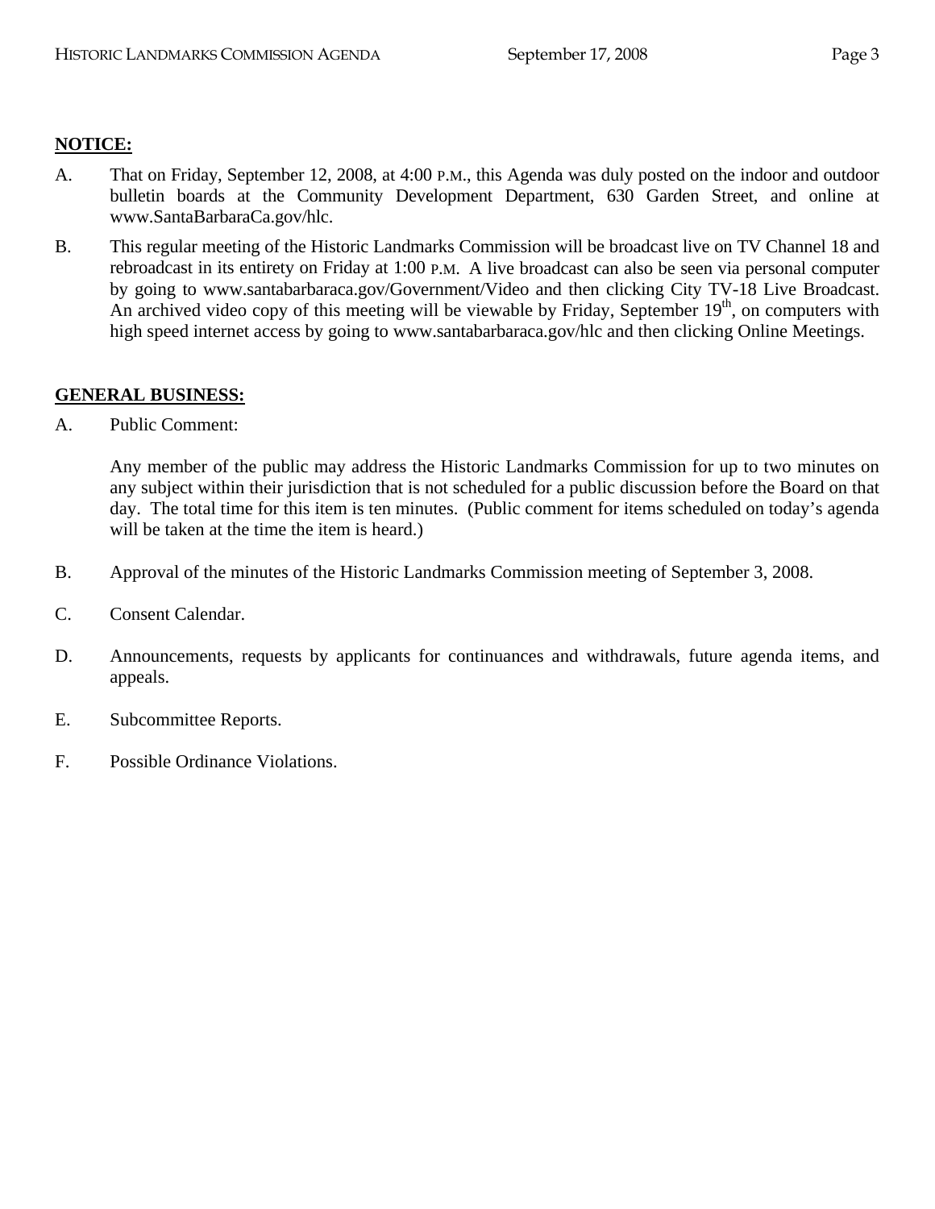**NOTICE:**

A. That on Friday, September 12, 2008, at 4:00 P.M., this Agenda was duly posted on the indoor and outdoor bulletin boards at the Community Development Department, 630 Garden Street, and online at www.SantaBarbaraCa.gov/hlc.

B. This regular meeting of the Historic Landmarks Commission will be broadcast live on TV Channel 18 and rebroadcast in its entirety on Friday at 1:00 P.M. A live broadcast can also be seen via personal computer by going to www.santabarbaraca.gov/Government/Video and then clicking City TV-18 Live Broadcast. An archived video copy of this meeting will be viewable by Friday, September 19th, on computers with high speed internet access by going to www.santabarbaraca.gov/hlc and then clicking Online Meetings.

**GENERAL BUSINESS:**

A. Public Comment:

   Any member of the public may address the Historic Landmarks Commission for up to two minutes on any subject within their jurisdiction that is not scheduled for a public discussion before the Board on that day. The total time for this item is ten minutes. (Public comment for items scheduled on today's agenda will be taken at the time the item is heard.)

B. Approval of the minutes of the Historic Landmarks Commission meeting of September 3, 2008.

C. Consent Calendar.

D. Announcements, requests by applicants for continuances and withdrawals, future agenda items, and appeals.

E. Subcommittee Reports.

F. Possible Ordinance Violations.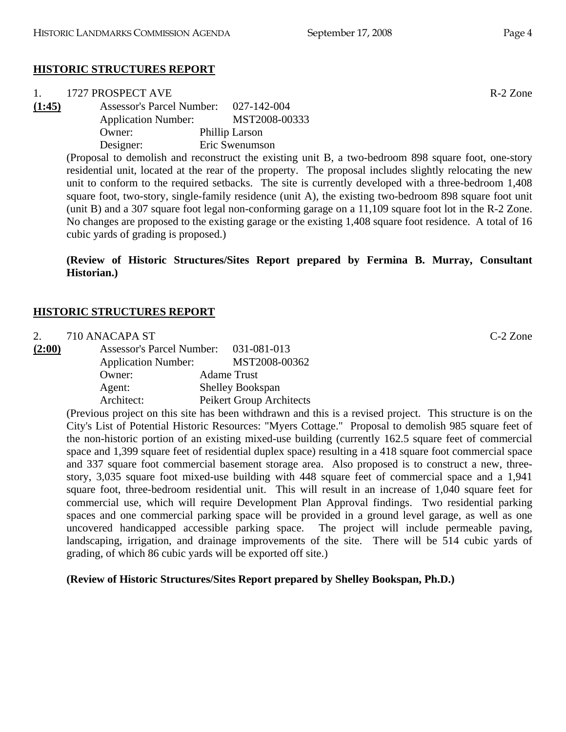## HISTORIC STRUCTURES REPORT

1. 1727 PROSPECT AVE R-2 Zone

**(1:45)**

Assessor's Parcel Number: 027-142-004
Application Number: MST2008-00333
Owner: Phillip Larson
Designer: Eric Swenumson

(Proposal to demolish and reconstruct the existing unit B, a two-bedroom 898 square foot, one-story residential unit, located at the rear of the property. The proposal includes slightly relocating the new unit to conform to the required setbacks. The site is currently developed with a three-bedroom 1,408 square foot, two-story, single-family residence (unit A), the existing two-bedroom 898 square foot unit (unit B) and a 307 square foot legal non-conforming garage on a 11,109 square foot lot in the R-2 Zone. No changes are proposed to the existing garage or the existing 1,408 square foot residence. A total of 16 cubic yards of grading is proposed.)

**(Review of Historic Structures/Sites Report prepared by Fermina B. Murray, Consultant Historian.)**

## HISTORIC STRUCTURES REPORT

2. 710 ANACAPA ST C-2 Zone

**(2:00)**

Assessor's Parcel Number: 031-081-013
Application Number: MST2008-00362
Owner: Adame Trust
Agent: Shelley Bookspan
Architect: Peikert Group Architects

(Previous project on this site has been withdrawn and this is a revised project. This structure is on the City's List of Potential Historic Resources: "Myers Cottage." Proposal to demolish 985 square feet of the non-historic portion of an existing mixed-use building (currently 162.5 square feet of commercial space and 1,399 square feet of residential duplex space) resulting in a 418 square foot commercial space and 337 square foot commercial basement storage area. Also proposed is to construct a new, three-story, 3,035 square foot mixed-use building with 448 square feet of commercial space and a 1,941 square foot, three-bedroom residential unit. This will result in an increase of 1,040 square feet for commercial use, which will require Development Plan Approval findings. Two residential parking spaces and one commercial parking space will be provided in a ground level garage, as well as one uncovered handicapped accessible parking space. The project will include permeable paving, landscaping, irrigation, and drainage improvements of the site. There will be 514 cubic yards of grading, of which 86 cubic yards will be exported off site.)

**(Review of Historic Structures/Sites Report prepared by Shelley Bookspan, Ph.D.)**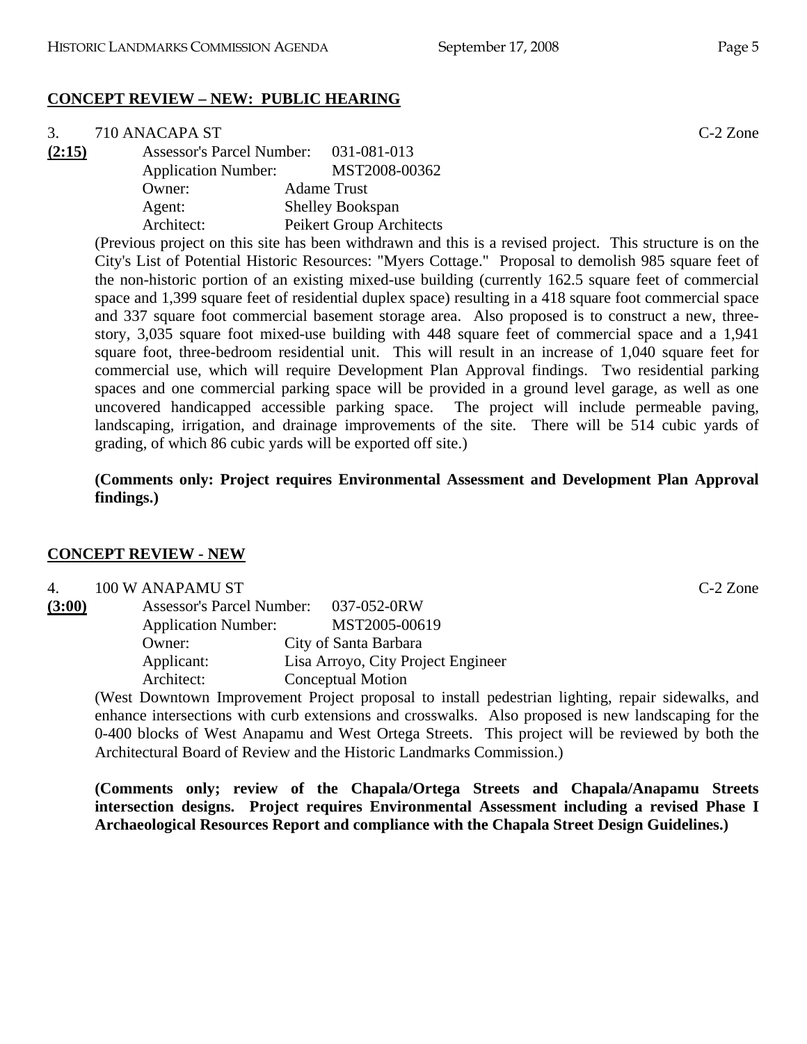## CONCEPT REVIEW – NEW: PUBLIC HEARING

3. 710 ANACAPA ST C-2 Zone

**(2:15)**
Assessor's Parcel Number: 031-081-013
Application Number: MST2008-00362
Owner: Adame Trust
Agent: Shelley Bookspan
Architect: Peikert Group Architects

(Previous project on this site has been withdrawn and this is a revised project. This structure is on the City's List of Potential Historic Resources: "Myers Cottage." Proposal to demolish 985 square feet of the non-historic portion of an existing mixed-use building (currently 162.5 square feet of commercial space and 1,399 square feet of residential duplex space) resulting in a 418 square foot commercial space and 337 square foot commercial basement storage area. Also proposed is to construct a new, three-story, 3,035 square foot mixed-use building with 448 square feet of commercial space and a 1,941 square foot, three-bedroom residential unit. This will result in an increase of 1,040 square feet for commercial use, which will require Development Plan Approval findings. Two residential parking spaces and one commercial parking space will be provided in a ground level garage, as well as one uncovered handicapped accessible parking space. The project will include permeable paving, landscaping, irrigation, and drainage improvements of the site. There will be 514 cubic yards of grading, of which 86 cubic yards will be exported off site.)

**(Comments only: Project requires Environmental Assessment and Development Plan Approval findings.)**

## CONCEPT REVIEW - NEW

4. 100 W ANAPAMU ST C-2 Zone

**(3:00)**
Assessor's Parcel Number: 037-052-0RW
Application Number: MST2005-00619
Owner: City of Santa Barbara
Applicant: Lisa Arroyo, City Project Engineer
Architect: Conceptual Motion

(West Downtown Improvement Project proposal to install pedestrian lighting, repair sidewalks, and enhance intersections with curb extensions and crosswalks. Also proposed is new landscaping for the 0-400 blocks of West Anapamu and West Ortega Streets. This project will be reviewed by both the Architectural Board of Review and the Historic Landmarks Commission.)

**(Comments only; review of the Chapala/Ortega Streets and Chapala/Anapamu Streets intersection designs. Project requires Environmental Assessment including a revised Phase I Archaeological Resources Report and compliance with the Chapala Street Design Guidelines.)**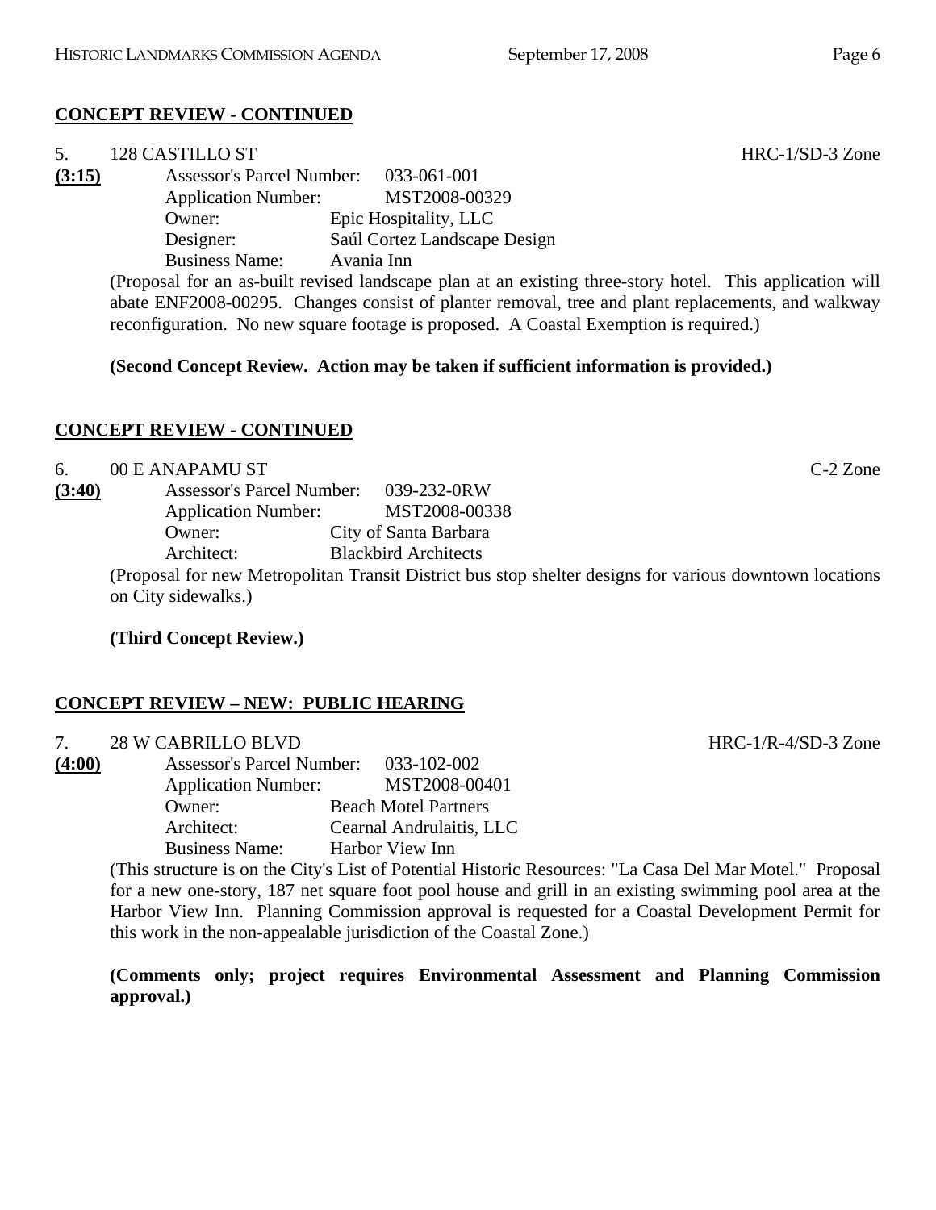## CONCEPT REVIEW - CONTINUED

5. 128 CASTILLO ST — HRC-1/SD-3 Zone

**(3:15)**

Assessor's Parcel Number: 033-061-001
Application Number: MST2008-00329
Owner: Epic Hospitality, LLC
Designer: Saúl Cortez Landscape Design
Business Name: Avania Inn

(Proposal for an as-built revised landscape plan at an existing three-story hotel. This application will abate ENF2008-00295. Changes consist of planter removal, tree and plant replacements, and walkway reconfiguration. No new square footage is proposed. A Coastal Exemption is required.)

**(Second Concept Review. Action may be taken if sufficient information is provided.)**

## CONCEPT REVIEW - CONTINUED

6. 00 E ANAPAMU ST — C-2 Zone

**(3:40)**

Assessor's Parcel Number: 039-232-0RW
Application Number: MST2008-00338
Owner: City of Santa Barbara
Architect: Blackbird Architects

(Proposal for new Metropolitan Transit District bus stop shelter designs for various downtown locations on City sidewalks.)

**(Third Concept Review.)**

## CONCEPT REVIEW – NEW: PUBLIC HEARING

7. 28 W CABRILLO BLVD — HRC-1/R-4/SD-3 Zone

**(4:00)**

Assessor's Parcel Number: 033-102-002
Application Number: MST2008-00401
Owner: Beach Motel Partners
Architect: Cearnal Andrulaitis, LLC
Business Name: Harbor View Inn

(This structure is on the City's List of Potential Historic Resources: "La Casa Del Mar Motel." Proposal for a new one-story, 187 net square foot pool house and grill in an existing swimming pool area at the Harbor View Inn. Planning Commission approval is requested for a Coastal Development Permit for this work in the non-appealable jurisdiction of the Coastal Zone.)

**(Comments only; project requires Environmental Assessment and Planning Commission approval.)**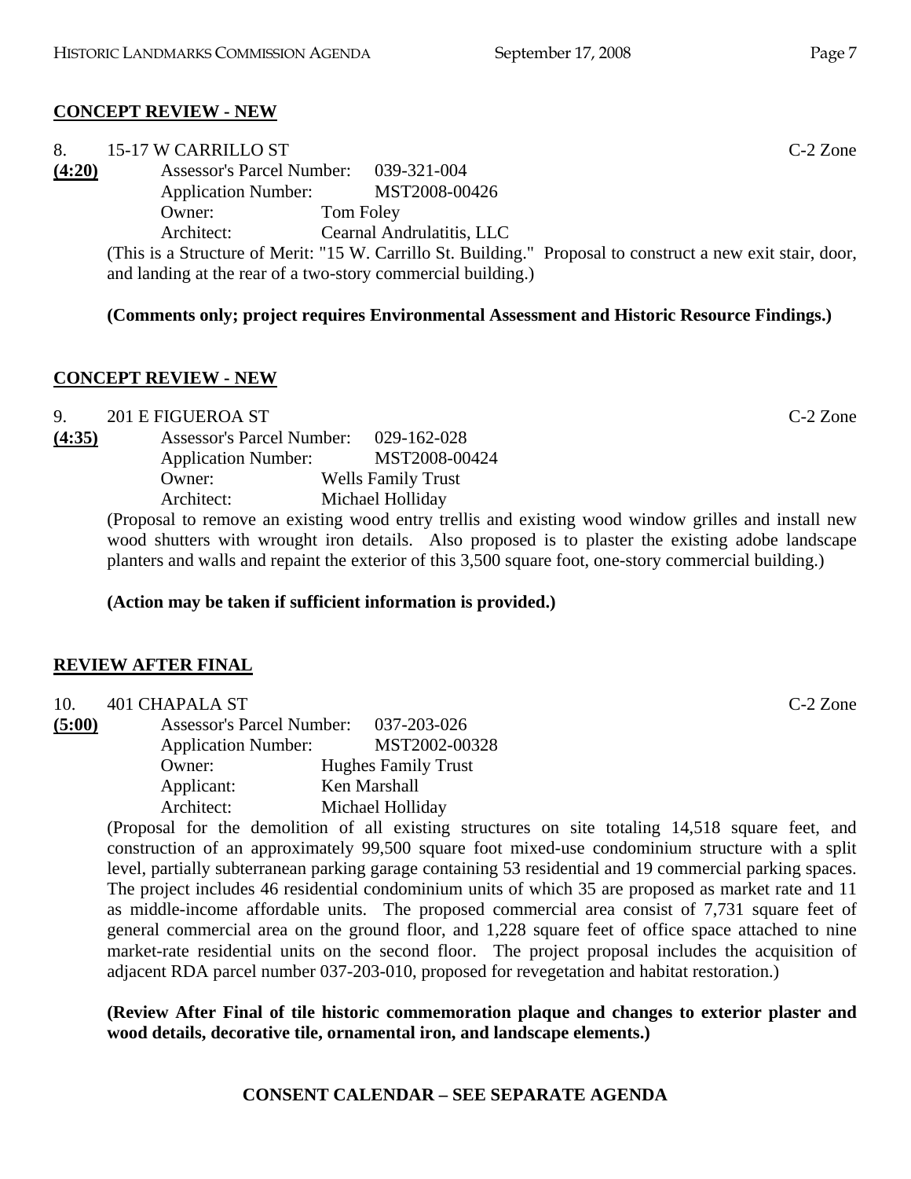## CONCEPT REVIEW - NEW

8. 15-17 W CARRILLO ST C-2 Zone

**(4:20)**
Assessor's Parcel Number: 039-321-004
Application Number: MST2008-00426
Owner: Tom Foley
Architect: Cearnal Andrulatitis, LLC

(This is a Structure of Merit: "15 W. Carrillo St. Building." Proposal to construct a new exit stair, door, and landing at the rear of a two-story commercial building.)

**(Comments only; project requires Environmental Assessment and Historic Resource Findings.)**

## CONCEPT REVIEW - NEW

9. 201 E FIGUEROA ST C-2 Zone

**(4:35)**
Assessor's Parcel Number: 029-162-028
Application Number: MST2008-00424
Owner: Wells Family Trust
Architect: Michael Holliday

(Proposal to remove an existing wood entry trellis and existing wood window grilles and install new wood shutters with wrought iron details. Also proposed is to plaster the existing adobe landscape planters and walls and repaint the exterior of this 3,500 square foot, one-story commercial building.)

**(Action may be taken if sufficient information is provided.)**

## REVIEW AFTER FINAL

10. 401 CHAPALA ST C-2 Zone

**(5:00)**
Assessor's Parcel Number: 037-203-026
Application Number: MST2002-00328
Owner: Hughes Family Trust
Applicant: Ken Marshall
Architect: Michael Holliday

(Proposal for the demolition of all existing structures on site totaling 14,518 square feet, and construction of an approximately 99,500 square foot mixed-use condominium structure with a split level, partially subterranean parking garage containing 53 residential and 19 commercial parking spaces. The project includes 46 residential condominium units of which 35 are proposed as market rate and 11 as middle-income affordable units. The proposed commercial area consist of 7,731 square feet of general commercial area on the ground floor, and 1,228 square feet of office space attached to nine market-rate residential units on the second floor. The project proposal includes the acquisition of adjacent RDA parcel number 037-203-010, proposed for revegetation and habitat restoration.)

**(Review After Final of tile historic commemoration plaque and changes to exterior plaster and wood details, decorative tile, ornamental iron, and landscape elements.)**

**CONSENT CALENDAR – SEE SEPARATE AGENDA**